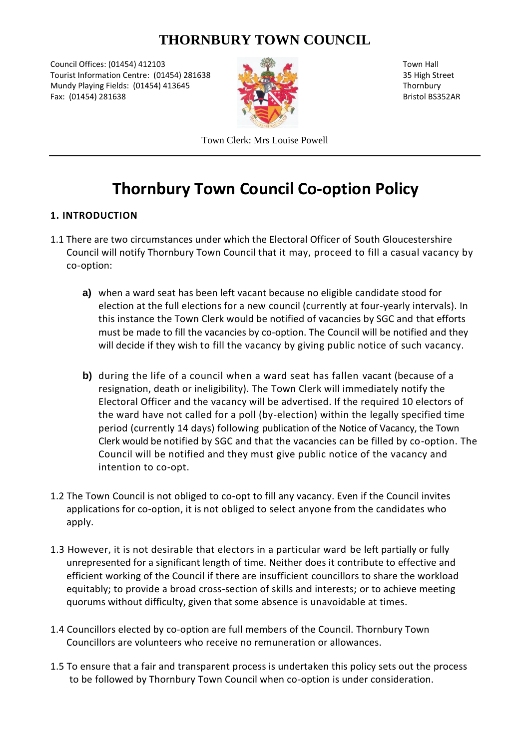# THORNBURY TOWN COUNCIL

Council Offices: (01454) 412103
Tourist Information Centre: (01454) 281638
Mundy Playing Fields: (01454) 413645
Fax: (01454) 281638

Town Hall
35 High Street
Thornbury
Bristol BS352AR

Town Clerk: Mrs Louise Powell

---

# Thornbury Town Council Co-option Policy

## 1. INTRODUCTION

1.1 There are two circumstances under which the Electoral Officer of South Gloucestershire Council will notify Thornbury Town Council that it may, proceed to fill a casual vacancy by co-option:

**a)** when a ward seat has been left vacant because no eligible candidate stood for election at the full elections for a new council (currently at four-yearly intervals). In this instance the Town Clerk would be notified of vacancies by SGC and that efforts must be made to fill the vacancies by co-option. The Council will be notified and they will decide if they wish to fill the vacancy by giving public notice of such vacancy.

**b)** during the life of a council when a ward seat has fallen vacant (because of a resignation, death or ineligibility). The Town Clerk will immediately notify the Electoral Officer and the vacancy will be advertised. If the required 10 electors of the ward have not called for a poll (by-election) within the legally specified time period (currently 14 days) following publication of the Notice of Vacancy, the Town Clerk would be notified by SGC and that the vacancies can be filled by co-option. The Council will be notified and they must give public notice of the vacancy and intention to co-opt.

1.2 The Town Council is not obliged to co-opt to fill any vacancy. Even if the Council invites applications for co-option, it is not obliged to select anyone from the candidates who apply.

1.3 However, it is not desirable that electors in a particular ward be left partially or fully unrepresented for a significant length of time. Neither does it contribute to effective and efficient working of the Council if there are insufficient councillors to share the workload equitably; to provide a broad cross-section of skills and interests; or to achieve meeting quorums without difficulty, given that some absence is unavoidable at times.

1.4 Councillors elected by co-option are full members of the Council. Thornbury Town Councillors are volunteers who receive no remuneration or allowances.

1.5 To ensure that a fair and transparent process is undertaken this policy sets out the process to be followed by Thornbury Town Council when co-option is under consideration.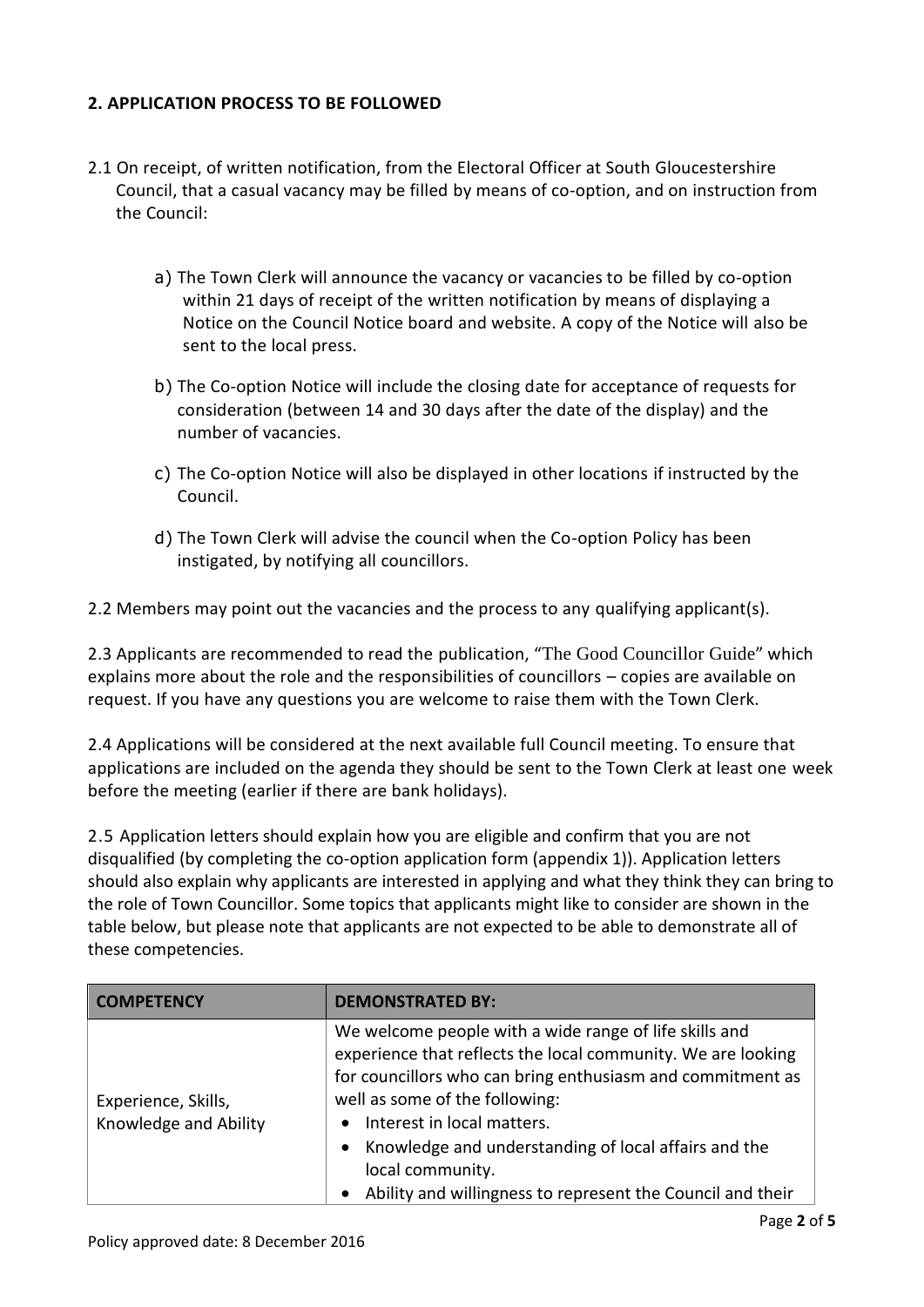## 2. APPLICATION PROCESS TO BE FOLLOWED

2.1 On receipt, of written notification, from the Electoral Officer at South Gloucestershire Council, that a casual vacancy may be filled by means of co-option, and on instruction from the Council:

a) The Town Clerk will announce the vacancy or vacancies to be filled by co-option within 21 days of receipt of the written notification by means of displaying a Notice on the Council Notice board and website. A copy of the Notice will also be sent to the local press.

b) The Co-option Notice will include the closing date for acceptance of requests for consideration (between 14 and 30 days after the date of the display) and the number of vacancies.

c) The Co-option Notice will also be displayed in other locations if instructed by the Council.

d) The Town Clerk will advise the council when the Co-option Policy has been instigated, by notifying all councillors.

2.2 Members may point out the vacancies and the process to any qualifying applicant(s).

2.3 Applicants are recommended to read the publication, "The Good Councillor Guide" which explains more about the role and the responsibilities of councillors – copies are available on request. If you have any questions you are welcome to raise them with the Town Clerk.

2.4 Applications will be considered at the next available full Council meeting. To ensure that applications are included on the agenda they should be sent to the Town Clerk at least one week before the meeting (earlier if there are bank holidays).

2.5 Application letters should explain how you are eligible and confirm that you are not disqualified (by completing the co-option application form (appendix 1)). Application letters should also explain why applicants are interested in applying and what they think they can bring to the role of Town Councillor. Some topics that applicants might like to consider are shown in the table below, but please note that applicants are not expected to be able to demonstrate all of these competencies.

| COMPETENCY | DEMONSTRATED BY: |
| --- | --- |
| Experience, Skills, Knowledge and Ability | We welcome people with a wide range of life skills and experience that reflects the local community. We are looking for councillors who can bring enthusiasm and commitment as well as some of the following:<br>• Interest in local matters.<br>• Knowledge and understanding of local affairs and the local community.<br>• Ability and willingness to represent the Council and their |

Policy approved date: 8 December 2016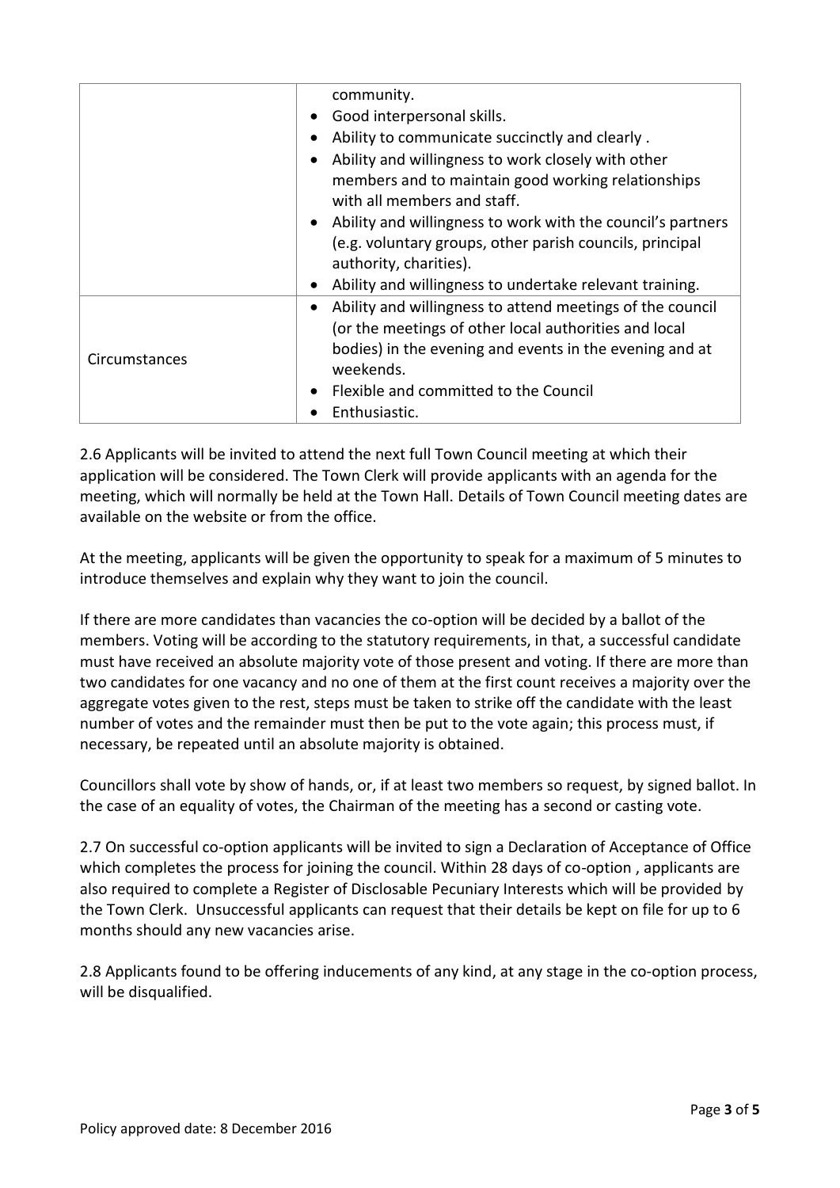| | |
|---|---|
| | community.<br>• Good interpersonal skills.<br>• Ability to communicate succinctly and clearly .<br>• Ability and willingness to work closely with other members and to maintain good working relationships with all members and staff.<br>• Ability and willingness to work with the council's partners (e.g. voluntary groups, other parish councils, principal authority, charities).<br>• Ability and willingness to undertake relevant training. |
| Circumstances | • Ability and willingness to attend meetings of the council (or the meetings of other local authorities and local bodies) in the evening and events in the evening and at weekends.<br>• Flexible and committed to the Council<br>• Enthusiastic. |

2.6 Applicants will be invited to attend the next full Town Council meeting at which their application will be considered. The Town Clerk will provide applicants with an agenda for the meeting, which will normally be held at the Town Hall. Details of Town Council meeting dates are available on the website or from the office.

At the meeting, applicants will be given the opportunity to speak for a maximum of 5 minutes to introduce themselves and explain why they want to join the council.

If there are more candidates than vacancies the co-option will be decided by a ballot of the members. Voting will be according to the statutory requirements, in that, a successful candidate must have received an absolute majority vote of those present and voting. If there are more than two candidates for one vacancy and no one of them at the first count receives a majority over the aggregate votes given to the rest, steps must be taken to strike off the candidate with the least number of votes and the remainder must then be put to the vote again; this process must, if necessary, be repeated until an absolute majority is obtained.

Councillors shall vote by show of hands, or, if at least two members so request, by signed ballot. In the case of an equality of votes, the Chairman of the meeting has a second or casting vote.

2.7 On successful co-option applicants will be invited to sign a Declaration of Acceptance of Office which completes the process for joining the council. Within 28 days of co-option , applicants are also required to complete a Register of Disclosable Pecuniary Interests which will be provided by the Town Clerk. Unsuccessful applicants can request that their details be kept on file for up to 6 months should any new vacancies arise.

2.8 Applicants found to be offering inducements of any kind, at any stage in the co-option process, will be disqualified.

Policy approved date: 8 December 2016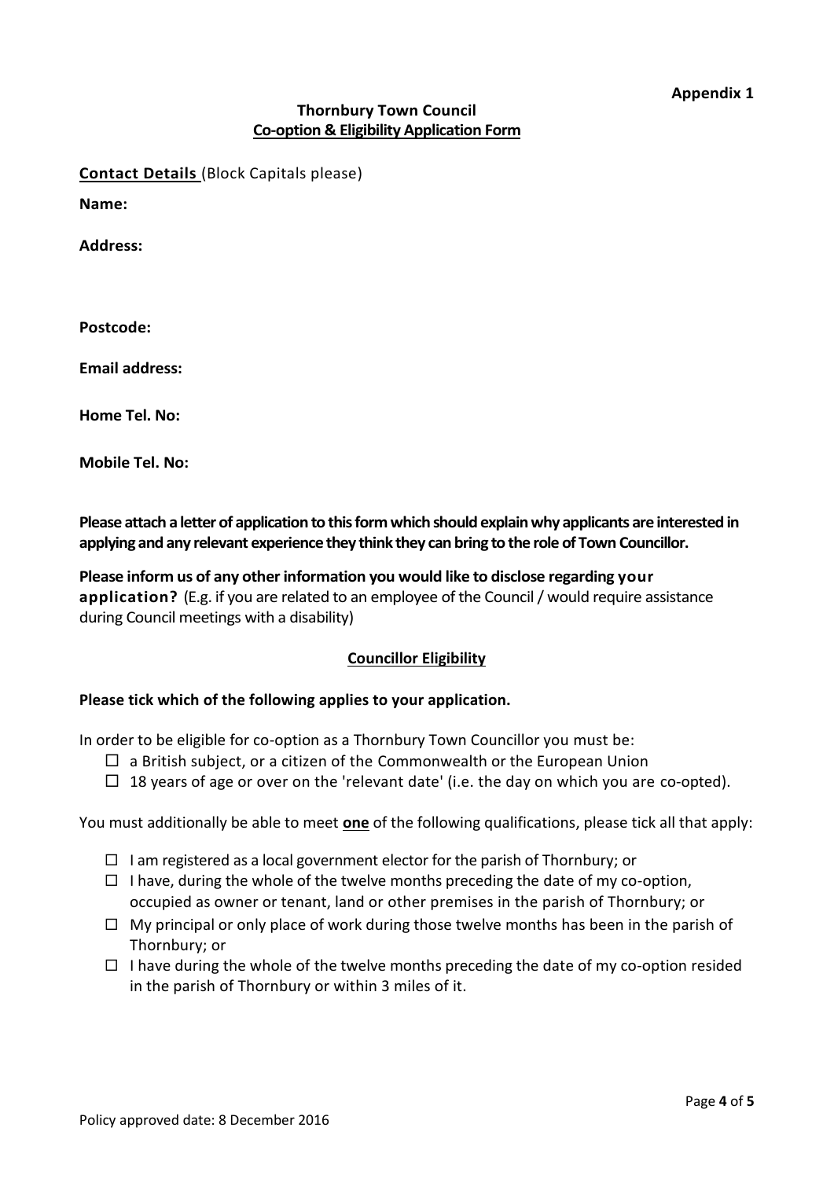**Appendix 1**

**Thornbury Town Council**
**Co-option & Eligibility Application Form**

**Contact Details** (Block Capitals please)

**Name:**

**Address:**

**Postcode:**

**Email address:**

**Home Tel. No:**

**Mobile Tel. No:**

**Please attach a letter of application to this form which should explain why applicants are interested in applying and any relevant experience they think they can bring to the role of Town Councillor.**

**Please inform us of any other information you would like to disclose regarding your application?** (E.g. if you are related to an employee of the Council / would require assistance during Council meetings with a disability)

**Councillor Eligibility**

**Please tick which of the following applies to your application.**

In order to be eligible for co-option as a Thornbury Town Councillor you must be:

- ☐ a British subject, or a citizen of the Commonwealth or the European Union
- ☐ 18 years of age or over on the 'relevant date' (i.e. the day on which you are co-opted).

You must additionally be able to meet **one** of the following qualifications, please tick all that apply:

- ☐ I am registered as a local government elector for the parish of Thornbury; or
- ☐ I have, during the whole of the twelve months preceding the date of my co-option, occupied as owner or tenant, land or other premises in the parish of Thornbury; or
- ☐ My principal or only place of work during those twelve months has been in the parish of Thornbury; or
- ☐ I have during the whole of the twelve months preceding the date of my co-option resided in the parish of Thornbury or within 3 miles of it.

Policy approved date: 8 December 2016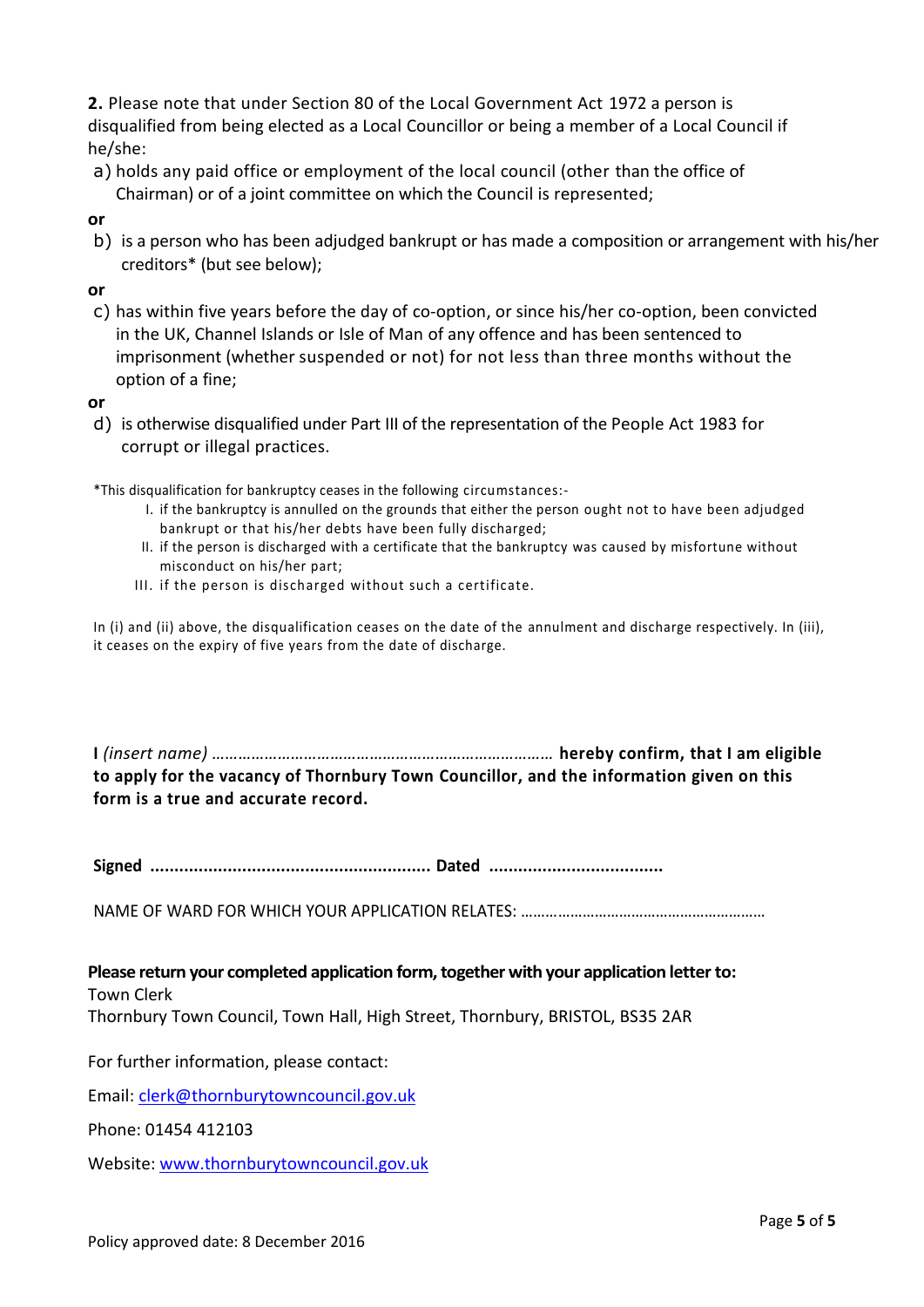**2.** Please note that under Section 80 of the Local Government Act 1972 a person is disqualified from being elected as a Local Councillor or being a member of a Local Council if he/she:

a) holds any paid office or employment of the local council (other than the office of Chairman) or of a joint committee on which the Council is represented;

**or**

b) is a person who has been adjudged bankrupt or has made a composition or arrangement with his/her creditors* (but see below);

**or**

c) has within five years before the day of co-option, or since his/her co-option, been convicted in the UK, Channel Islands or Isle of Man of any offence and has been sentenced to imprisonment (whether suspended or not) for not less than three months without the option of a fine;

**or**

d) is otherwise disqualified under Part III of the representation of the People Act 1983 for corrupt or illegal practices.

*This disqualification for bankruptcy ceases in the following circumstances:-

I. if the bankruptcy is annulled on the grounds that either the person ought not to have been adjudged bankrupt or that his/her debts have been fully discharged;
II. if the person is discharged with a certificate that the bankruptcy was caused by misfortune without misconduct on his/her part;
III. if the person is discharged without such a certificate.

In (i) and (ii) above, the disqualification ceases on the date of the annulment and discharge respectively. In (iii), it ceases on the expiry of five years from the date of discharge.

**I** *(insert name) ……………………………………………………………………* **hereby confirm, that I am eligible to apply for the vacancy of Thornbury Town Councillor, and the information given on this form is a true and accurate record.**

**Signed ......................................................... Dated ...................................**

NAME OF WARD FOR WHICH YOUR APPLICATION RELATES: ………………………………………………….

**Please return your completed application form, together with your application letter to:**

Town Clerk
Thornbury Town Council, Town Hall, High Street, Thornbury, BRISTOL, BS35 2AR

For further information, please contact:

Email: clerk@thornburytowncouncil.gov.uk

Phone: 01454 412103

Website: www.thornburytowncouncil.gov.uk

Policy approved date: 8 December 2016